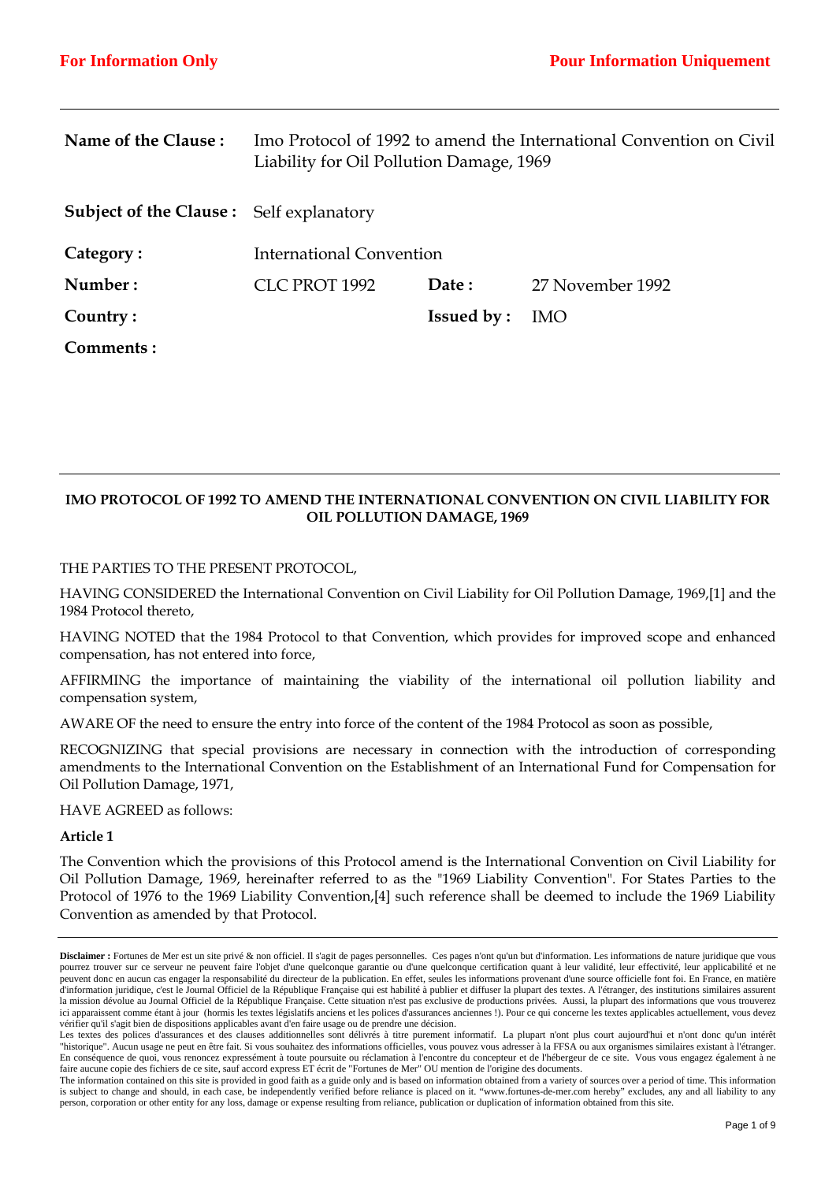**For Information Only** **Pour Information Uniquement**

| | | | |
|---|---|---|---|
| **Name of the Clause :** | Imo Protocol of 1992 to amend the International Convention on Civil Liability for Oil Pollution Damage, 1969 | | |
| **Subject of the Clause :** | Self explanatory | | |
| **Category :** | International Convention | | |
| **Number :** | CLC PROT 1992 | **Date :** | 27 November 1992 |
| **Country :** | | **Issued by :** | IMO |
| **Comments :** | | | |

**IMO PROTOCOL OF 1992 TO AMEND THE INTERNATIONAL CONVENTION ON CIVIL LIABILITY FOR OIL POLLUTION DAMAGE, 1969**

THE PARTIES TO THE PRESENT PROTOCOL,

HAVING CONSIDERED the International Convention on Civil Liability for Oil Pollution Damage, 1969,[1] and the 1984 Protocol thereto,

HAVING NOTED that the 1984 Protocol to that Convention, which provides for improved scope and enhanced compensation, has not entered into force,

AFFIRMING the importance of maintaining the viability of the international oil pollution liability and compensation system,

AWARE OF the need to ensure the entry into force of the content of the 1984 Protocol as soon as possible,

RECOGNIZING that special provisions are necessary in connection with the introduction of corresponding amendments to the International Convention on the Establishment of an International Fund for Compensation for Oil Pollution Damage, 1971,

HAVE AGREED as follows:

**Article 1**

The Convention which the provisions of this Protocol amend is the International Convention on Civil Liability for Oil Pollution Damage, 1969, hereinafter referred to as the "1969 Liability Convention". For States Parties to the Protocol of 1976 to the 1969 Liability Convention,[4] such reference shall be deemed to include the 1969 Liability Convention as amended by that Protocol.

**Disclaimer :** Fortunes de Mer est un site privé & non officiel. Il s'agit de pages personnelles. Ces pages n'ont qu'un but d'information. Les informations de nature juridique que vous pourrez trouver sur ce serveur ne peuvent faire l'objet d'une quelconque garantie ou d'une quelconque certification quant à leur validité, leur effectivité, leur applicabilité et ne peuvent donc en aucun cas engager la responsabilité du directeur de la publication. En effet, seules les informations provenant d'une source officielle font foi. En France, en matière d'information juridique, c'est le Journal Officiel de la République Française qui est habilité à publier et diffuser la plupart des textes. A l'étranger, des institutions similaires assurent la mission dévolue au Journal Officiel de la République Française. Cette situation n'est pas exclusive de productions privées. Aussi, la plupart des informations que vous trouverez ici apparaissent comme étant à jour (hormis les textes législatifs anciens et les polices d'assurances anciennes !). Pour ce qui concerne les textes applicables actuellement, vous devez vérifier qu'il s'agit bien de dispositions applicables avant d'en faire usage ou de prendre une décision.
Les textes des polices d'assurances et des clauses additionnelles sont délivrés à titre purement informatif. La plupart n'ont plus court aujourd'hui et n'ont donc qu'un intérêt "historique". Aucun usage ne peut en être fait. Si vous souhaitez des informations officielles, vous pouvez vous adresser à la FFSA ou aux organismes similaires existant à l'étranger. En conséquence de quoi, vous renoncez expressément à toute poursuite ou réclamation à l'encontre du concepteur et de l'hébergeur de ce site. Vous vous engagez également à ne faire aucune copie des fichiers de ce site, sauf accord express ET écrit de "Fortunes de Mer" OU mention de l'origine des documents.
The information contained on this site is provided in good faith as a guide only and is based on information obtained from a variety of sources over a period of time. This information is subject to change and should, in each case, be independently verified before reliance is placed on it. "www.fortunes-de-mer.com hereby" excludes, any and all liability to any person, corporation or other entity for any loss, damage or expense resulting from reliance, publication or duplication of information obtained from this site.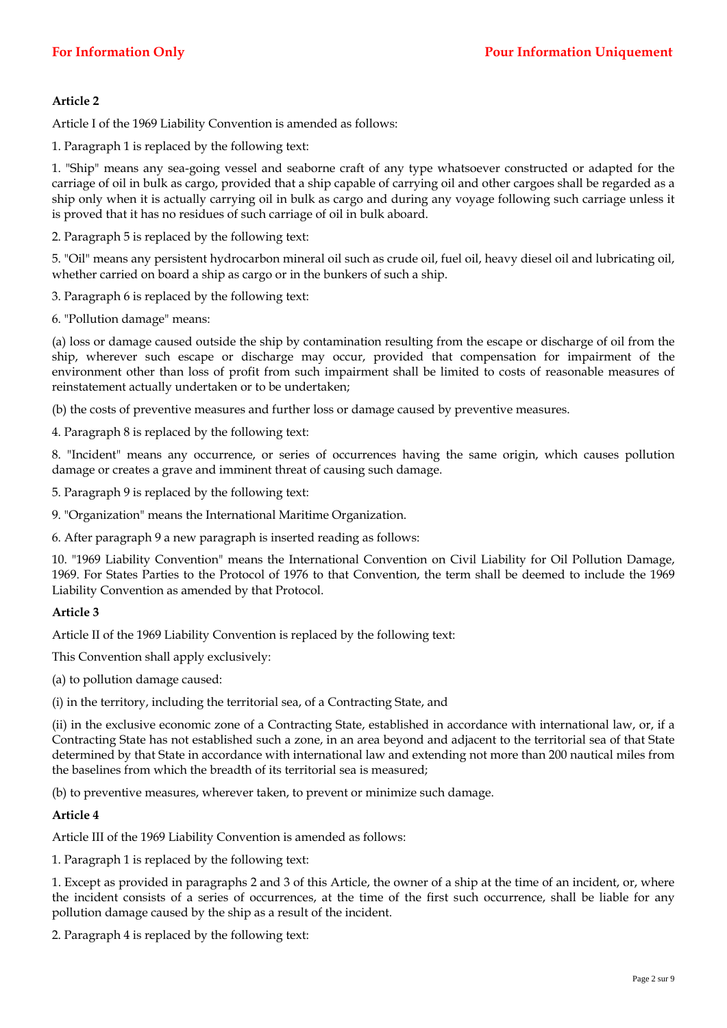**Article 2**

Article I of the 1969 Liability Convention is amended as follows:

1. Paragraph 1 is replaced by the following text:

1. "Ship" means any sea-going vessel and seaborne craft of any type whatsoever constructed or adapted for the carriage of oil in bulk as cargo, provided that a ship capable of carrying oil and other cargoes shall be regarded as a ship only when it is actually carrying oil in bulk as cargo and during any voyage following such carriage unless it is proved that it has no residues of such carriage of oil in bulk aboard.

2. Paragraph 5 is replaced by the following text:

5. "Oil" means any persistent hydrocarbon mineral oil such as crude oil, fuel oil, heavy diesel oil and lubricating oil, whether carried on board a ship as cargo or in the bunkers of such a ship.

3. Paragraph 6 is replaced by the following text:

6. "Pollution damage" means:

(a) loss or damage caused outside the ship by contamination resulting from the escape or discharge of oil from the ship, wherever such escape or discharge may occur, provided that compensation for impairment of the environment other than loss of profit from such impairment shall be limited to costs of reasonable measures of reinstatement actually undertaken or to be undertaken;

(b) the costs of preventive measures and further loss or damage caused by preventive measures.

4. Paragraph 8 is replaced by the following text:

8. "Incident" means any occurrence, or series of occurrences having the same origin, which causes pollution damage or creates a grave and imminent threat of causing such damage.

5. Paragraph 9 is replaced by the following text:

9. "Organization" means the International Maritime Organization.

6. After paragraph 9 a new paragraph is inserted reading as follows:

10. "1969 Liability Convention" means the International Convention on Civil Liability for Oil Pollution Damage, 1969. For States Parties to the Protocol of 1976 to that Convention, the term shall be deemed to include the 1969 Liability Convention as amended by that Protocol.

**Article 3**

Article II of the 1969 Liability Convention is replaced by the following text:

This Convention shall apply exclusively:

(a) to pollution damage caused:

(i) in the territory, including the territorial sea, of a Contracting State, and

(ii) in the exclusive economic zone of a Contracting State, established in accordance with international law, or, if a Contracting State has not established such a zone, in an area beyond and adjacent to the territorial sea of that State determined by that State in accordance with international law and extending not more than 200 nautical miles from the baselines from which the breadth of its territorial sea is measured;

(b) to preventive measures, wherever taken, to prevent or minimize such damage.

**Article 4**

Article III of the 1969 Liability Convention is amended as follows:

1. Paragraph 1 is replaced by the following text:

1. Except as provided in paragraphs 2 and 3 of this Article, the owner of a ship at the time of an incident, or, where the incident consists of a series of occurrences, at the time of the first such occurrence, shall be liable for any pollution damage caused by the ship as a result of the incident.

2. Paragraph 4 is replaced by the following text: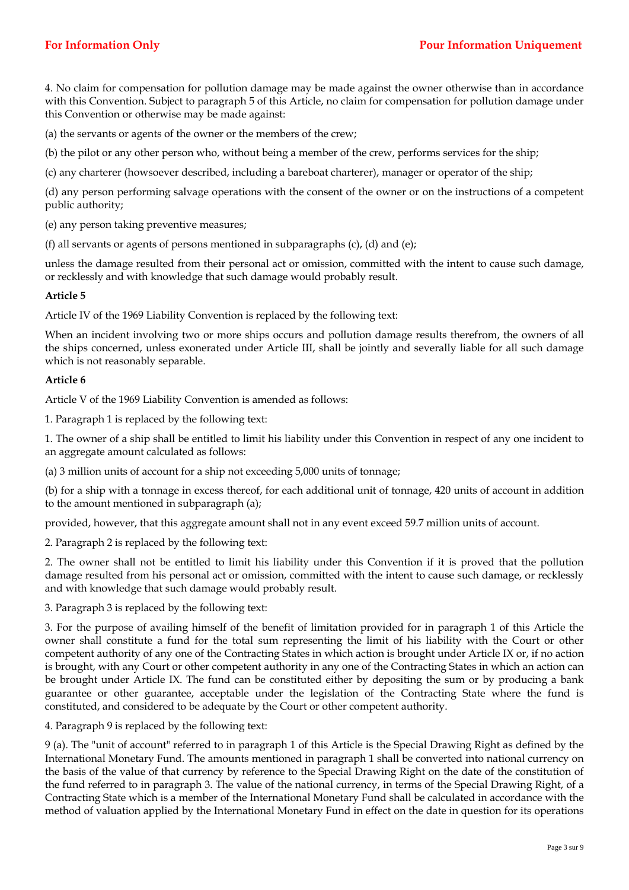4. No claim for compensation for pollution damage may be made against the owner otherwise than in accordance with this Convention. Subject to paragraph 5 of this Article, no claim for compensation for pollution damage under this Convention or otherwise may be made against:

(a) the servants or agents of the owner or the members of the crew;

(b) the pilot or any other person who, without being a member of the crew, performs services for the ship;

(c) any charterer (howsoever described, including a bareboat charterer), manager or operator of the ship;

(d) any person performing salvage operations with the consent of the owner or on the instructions of a competent public authority;

(e) any person taking preventive measures;

(f) all servants or agents of persons mentioned in subparagraphs (c), (d) and (e);

unless the damage resulted from their personal act or omission, committed with the intent to cause such damage, or recklessly and with knowledge that such damage would probably result.

**Article 5**

Article IV of the 1969 Liability Convention is replaced by the following text:

When an incident involving two or more ships occurs and pollution damage results therefrom, the owners of all the ships concerned, unless exonerated under Article III, shall be jointly and severally liable for all such damage which is not reasonably separable.

**Article 6**

Article V of the 1969 Liability Convention is amended as follows:

1. Paragraph 1 is replaced by the following text:

1. The owner of a ship shall be entitled to limit his liability under this Convention in respect of any one incident to an aggregate amount calculated as follows:

(a) 3 million units of account for a ship not exceeding 5,000 units of tonnage;

(b) for a ship with a tonnage in excess thereof, for each additional unit of tonnage, 420 units of account in addition to the amount mentioned in subparagraph (a);

provided, however, that this aggregate amount shall not in any event exceed 59.7 million units of account.

2. Paragraph 2 is replaced by the following text:

2. The owner shall not be entitled to limit his liability under this Convention if it is proved that the pollution damage resulted from his personal act or omission, committed with the intent to cause such damage, or recklessly and with knowledge that such damage would probably result.

3. Paragraph 3 is replaced by the following text:

3. For the purpose of availing himself of the benefit of limitation provided for in paragraph 1 of this Article the owner shall constitute a fund for the total sum representing the limit of his liability with the Court or other competent authority of any one of the Contracting States in which action is brought under Article IX or, if no action is brought, with any Court or other competent authority in any one of the Contracting States in which an action can be brought under Article IX. The fund can be constituted either by depositing the sum or by producing a bank guarantee or other guarantee, acceptable under the legislation of the Contracting State where the fund is constituted, and considered to be adequate by the Court or other competent authority.

4. Paragraph 9 is replaced by the following text:

9 (a). The "unit of account" referred to in paragraph 1 of this Article is the Special Drawing Right as defined by the International Monetary Fund. The amounts mentioned in paragraph 1 shall be converted into national currency on the basis of the value of that currency by reference to the Special Drawing Right on the date of the constitution of the fund referred to in paragraph 3. The value of the national currency, in terms of the Special Drawing Right, of a Contracting State which is a member of the International Monetary Fund shall be calculated in accordance with the method of valuation applied by the International Monetary Fund in effect on the date in question for its operations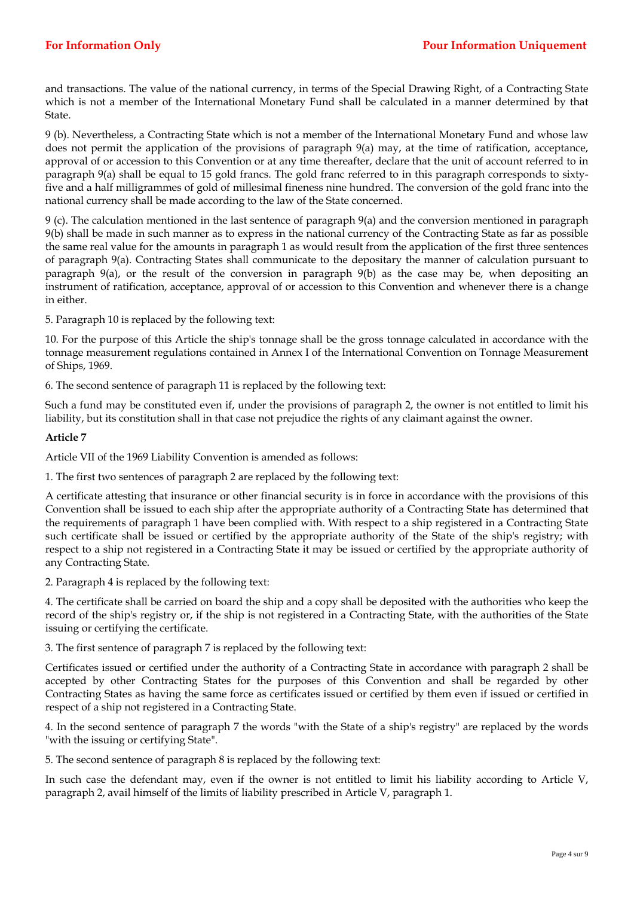and transactions. The value of the national currency, in terms of the Special Drawing Right, of a Contracting State which is not a member of the International Monetary Fund shall be calculated in a manner determined by that State.

9 (b). Nevertheless, a Contracting State which is not a member of the International Monetary Fund and whose law does not permit the application of the provisions of paragraph 9(a) may, at the time of ratification, acceptance, approval of or accession to this Convention or at any time thereafter, declare that the unit of account referred to in paragraph 9(a) shall be equal to 15 gold francs. The gold franc referred to in this paragraph corresponds to sixty-five and a half milligrammes of gold of millesimal fineness nine hundred. The conversion of the gold franc into the national currency shall be made according to the law of the State concerned.

9 (c). The calculation mentioned in the last sentence of paragraph 9(a) and the conversion mentioned in paragraph 9(b) shall be made in such manner as to express in the national currency of the Contracting State as far as possible the same real value for the amounts in paragraph 1 as would result from the application of the first three sentences of paragraph 9(a). Contracting States shall communicate to the depositary the manner of calculation pursuant to paragraph 9(a), or the result of the conversion in paragraph 9(b) as the case may be, when depositing an instrument of ratification, acceptance, approval of or accession to this Convention and whenever there is a change in either.

5. Paragraph 10 is replaced by the following text:

10. For the purpose of this Article the ship's tonnage shall be the gross tonnage calculated in accordance with the tonnage measurement regulations contained in Annex I of the International Convention on Tonnage Measurement of Ships, 1969.

6. The second sentence of paragraph 11 is replaced by the following text:

Such a fund may be constituted even if, under the provisions of paragraph 2, the owner is not entitled to limit his liability, but its constitution shall in that case not prejudice the rights of any claimant against the owner.

**Article 7**

Article VII of the 1969 Liability Convention is amended as follows:

1. The first two sentences of paragraph 2 are replaced by the following text:

A certificate attesting that insurance or other financial security is in force in accordance with the provisions of this Convention shall be issued to each ship after the appropriate authority of a Contracting State has determined that the requirements of paragraph 1 have been complied with. With respect to a ship registered in a Contracting State such certificate shall be issued or certified by the appropriate authority of the State of the ship's registry; with respect to a ship not registered in a Contracting State it may be issued or certified by the appropriate authority of any Contracting State.

2. Paragraph 4 is replaced by the following text:

4. The certificate shall be carried on board the ship and a copy shall be deposited with the authorities who keep the record of the ship's registry or, if the ship is not registered in a Contracting State, with the authorities of the State issuing or certifying the certificate.

3. The first sentence of paragraph 7 is replaced by the following text:

Certificates issued or certified under the authority of a Contracting State in accordance with paragraph 2 shall be accepted by other Contracting States for the purposes of this Convention and shall be regarded by other Contracting States as having the same force as certificates issued or certified by them even if issued or certified in respect of a ship not registered in a Contracting State.

4. In the second sentence of paragraph 7 the words "with the State of a ship's registry" are replaced by the words "with the issuing or certifying State".

5. The second sentence of paragraph 8 is replaced by the following text:

In such case the defendant may, even if the owner is not entitled to limit his liability according to Article V, paragraph 2, avail himself of the limits of liability prescribed in Article V, paragraph 1.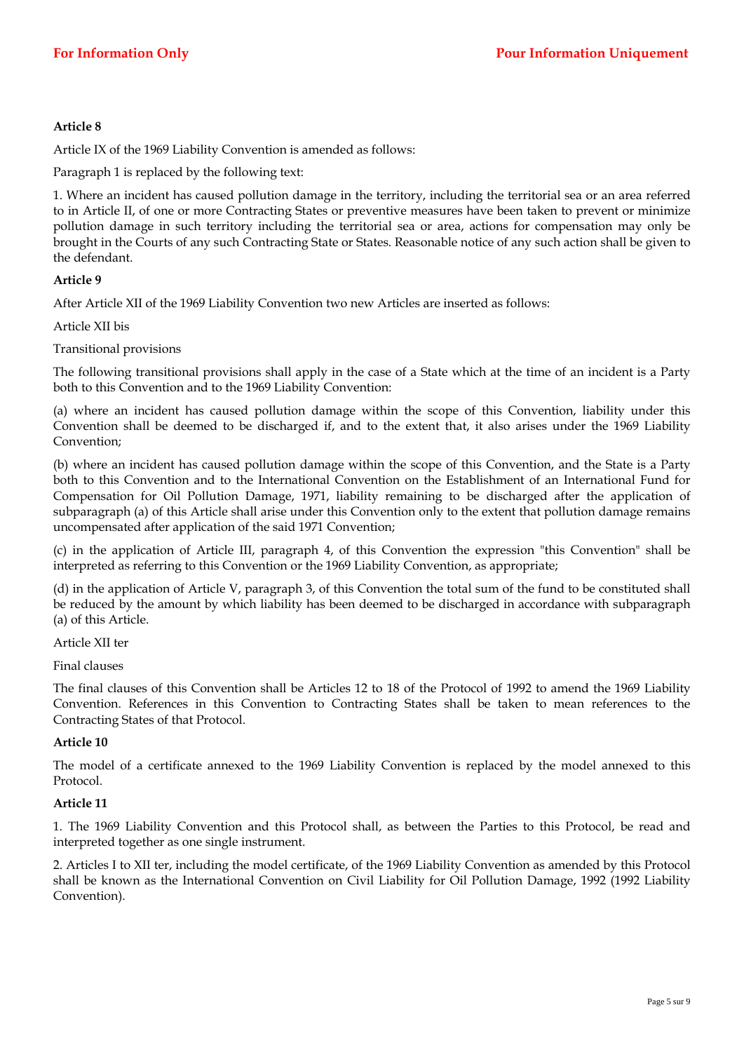**Article 8**

Article IX of the 1969 Liability Convention is amended as follows:

Paragraph 1 is replaced by the following text:

1. Where an incident has caused pollution damage in the territory, including the territorial sea or an area referred to in Article II, of one or more Contracting States or preventive measures have been taken to prevent or minimize pollution damage in such territory including the territorial sea or area, actions for compensation may only be brought in the Courts of any such Contracting State or States. Reasonable notice of any such action shall be given to the defendant.

**Article 9**

After Article XII of the 1969 Liability Convention two new Articles are inserted as follows:

Article XII bis

Transitional provisions

The following transitional provisions shall apply in the case of a State which at the time of an incident is a Party both to this Convention and to the 1969 Liability Convention:

(a) where an incident has caused pollution damage within the scope of this Convention, liability under this Convention shall be deemed to be discharged if, and to the extent that, it also arises under the 1969 Liability Convention;

(b) where an incident has caused pollution damage within the scope of this Convention, and the State is a Party both to this Convention and to the International Convention on the Establishment of an International Fund for Compensation for Oil Pollution Damage, 1971, liability remaining to be discharged after the application of subparagraph (a) of this Article shall arise under this Convention only to the extent that pollution damage remains uncompensated after application of the said 1971 Convention;

(c) in the application of Article III, paragraph 4, of this Convention the expression "this Convention" shall be interpreted as referring to this Convention or the 1969 Liability Convention, as appropriate;

(d) in the application of Article V, paragraph 3, of this Convention the total sum of the fund to be constituted shall be reduced by the amount by which liability has been deemed to be discharged in accordance with subparagraph (a) of this Article.

Article XII ter

Final clauses

The final clauses of this Convention shall be Articles 12 to 18 of the Protocol of 1992 to amend the 1969 Liability Convention. References in this Convention to Contracting States shall be taken to mean references to the Contracting States of that Protocol.

**Article 10**

The model of a certificate annexed to the 1969 Liability Convention is replaced by the model annexed to this Protocol.

**Article 11**

1. The 1969 Liability Convention and this Protocol shall, as between the Parties to this Protocol, be read and interpreted together as one single instrument.

2. Articles I to XII ter, including the model certificate, of the 1969 Liability Convention as amended by this Protocol shall be known as the International Convention on Civil Liability for Oil Pollution Damage, 1992 (1992 Liability Convention).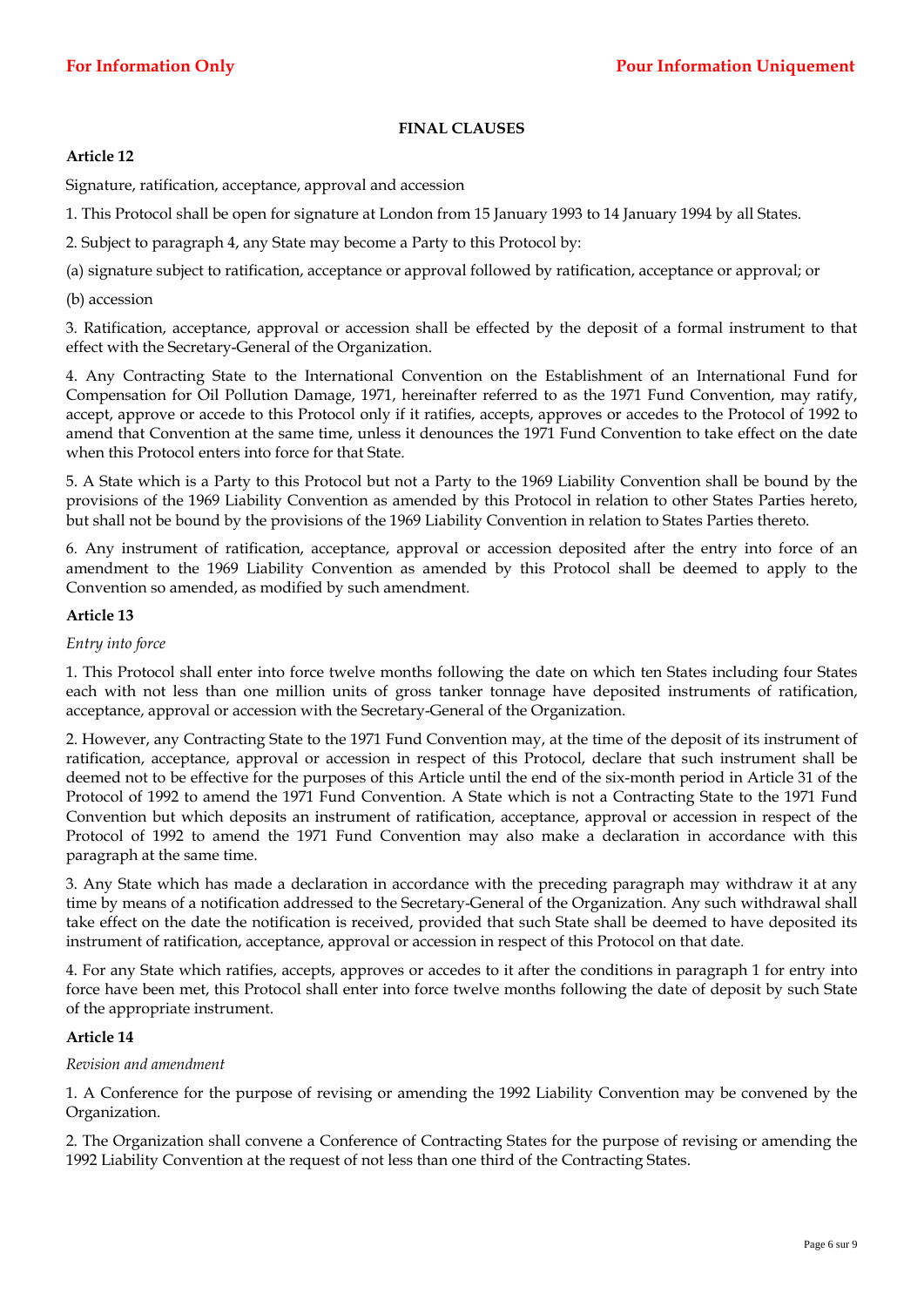## FINAL CLAUSES

### Article 12

Signature, ratification, acceptance, approval and accession

1. This Protocol shall be open for signature at London from 15 January 1993 to 14 January 1994 by all States.

2. Subject to paragraph 4, any State may become a Party to this Protocol by:

(a) signature subject to ratification, acceptance or approval followed by ratification, acceptance or approval; or

(b) accession

3. Ratification, acceptance, approval or accession shall be effected by the deposit of a formal instrument to that effect with the Secretary-General of the Organization.

4. Any Contracting State to the International Convention on the Establishment of an International Fund for Compensation for Oil Pollution Damage, 1971, hereinafter referred to as the 1971 Fund Convention, may ratify, accept, approve or accede to this Protocol only if it ratifies, accepts, approves or accedes to the Protocol of 1992 to amend that Convention at the same time, unless it denounces the 1971 Fund Convention to take effect on the date when this Protocol enters into force for that State.

5. A State which is a Party to this Protocol but not a Party to the 1969 Liability Convention shall be bound by the provisions of the 1969 Liability Convention as amended by this Protocol in relation to other States Parties hereto, but shall not be bound by the provisions of the 1969 Liability Convention in relation to States Parties thereto.

6. Any instrument of ratification, acceptance, approval or accession deposited after the entry into force of an amendment to the 1969 Liability Convention as amended by this Protocol shall be deemed to apply to the Convention so amended, as modified by such amendment.

### Article 13

*Entry into force*

1. This Protocol shall enter into force twelve months following the date on which ten States including four States each with not less than one million units of gross tanker tonnage have deposited instruments of ratification, acceptance, approval or accession with the Secretary-General of the Organization.

2. However, any Contracting State to the 1971 Fund Convention may, at the time of the deposit of its instrument of ratification, acceptance, approval or accession in respect of this Protocol, declare that such instrument shall be deemed not to be effective for the purposes of this Article until the end of the six-month period in Article 31 of the Protocol of 1992 to amend the 1971 Fund Convention. A State which is not a Contracting State to the 1971 Fund Convention but which deposits an instrument of ratification, acceptance, approval or accession in respect of the Protocol of 1992 to amend the 1971 Fund Convention may also make a declaration in accordance with this paragraph at the same time.

3. Any State which has made a declaration in accordance with the preceding paragraph may withdraw it at any time by means of a notification addressed to the Secretary-General of the Organization. Any such withdrawal shall take effect on the date the notification is received, provided that such State shall be deemed to have deposited its instrument of ratification, acceptance, approval or accession in respect of this Protocol on that date.

4. For any State which ratifies, accepts, approves or accedes to it after the conditions in paragraph 1 for entry into force have been met, this Protocol shall enter into force twelve months following the date of deposit by such State of the appropriate instrument.

### Article 14

*Revision and amendment*

1. A Conference for the purpose of revising or amending the 1992 Liability Convention may be convened by the Organization.

2. The Organization shall convene a Conference of Contracting States for the purpose of revising or amending the 1992 Liability Convention at the request of not less than one third of the Contracting States.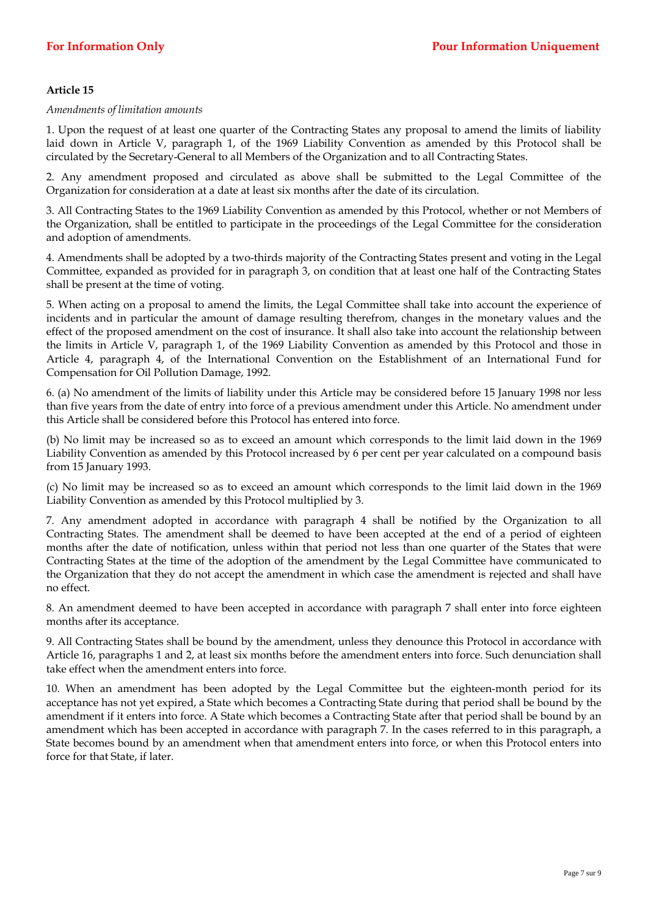**Article 15**

*Amendments of limitation amounts*

1. Upon the request of at least one quarter of the Contracting States any proposal to amend the limits of liability laid down in Article V, paragraph 1, of the 1969 Liability Convention as amended by this Protocol shall be circulated by the Secretary-General to all Members of the Organization and to all Contracting States.

2. Any amendment proposed and circulated as above shall be submitted to the Legal Committee of the Organization for consideration at a date at least six months after the date of its circulation.

3. All Contracting States to the 1969 Liability Convention as amended by this Protocol, whether or not Members of the Organization, shall be entitled to participate in the proceedings of the Legal Committee for the consideration and adoption of amendments.

4. Amendments shall be adopted by a two-thirds majority of the Contracting States present and voting in the Legal Committee, expanded as provided for in paragraph 3, on condition that at least one half of the Contracting States shall be present at the time of voting.

5. When acting on a proposal to amend the limits, the Legal Committee shall take into account the experience of incidents and in particular the amount of damage resulting therefrom, changes in the monetary values and the effect of the proposed amendment on the cost of insurance. It shall also take into account the relationship between the limits in Article V, paragraph 1, of the 1969 Liability Convention as amended by this Protocol and those in Article 4, paragraph 4, of the International Convention on the Establishment of an International Fund for Compensation for Oil Pollution Damage, 1992.

6. (a) No amendment of the limits of liability under this Article may be considered before 15 January 1998 nor less than five years from the date of entry into force of a previous amendment under this Article. No amendment under this Article shall be considered before this Protocol has entered into force.

(b) No limit may be increased so as to exceed an amount which corresponds to the limit laid down in the 1969 Liability Convention as amended by this Protocol increased by 6 per cent per year calculated on a compound basis from 15 January 1993.

(c) No limit may be increased so as to exceed an amount which corresponds to the limit laid down in the 1969 Liability Convention as amended by this Protocol multiplied by 3.

7. Any amendment adopted in accordance with paragraph 4 shall be notified by the Organization to all Contracting States. The amendment shall be deemed to have been accepted at the end of a period of eighteen months after the date of notification, unless within that period not less than one quarter of the States that were Contracting States at the time of the adoption of the amendment by the Legal Committee have communicated to the Organization that they do not accept the amendment in which case the amendment is rejected and shall have no effect.

8. An amendment deemed to have been accepted in accordance with paragraph 7 shall enter into force eighteen months after its acceptance.

9. All Contracting States shall be bound by the amendment, unless they denounce this Protocol in accordance with Article 16, paragraphs 1 and 2, at least six months before the amendment enters into force. Such denunciation shall take effect when the amendment enters into force.

10. When an amendment has been adopted by the Legal Committee but the eighteen-month period for its acceptance has not yet expired, a State which becomes a Contracting State during that period shall be bound by the amendment if it enters into force. A State which becomes a Contracting State after that period shall be bound by an amendment which has been accepted in accordance with paragraph 7. In the cases referred to in this paragraph, a State becomes bound by an amendment when that amendment enters into force, or when this Protocol enters into force for that State, if later.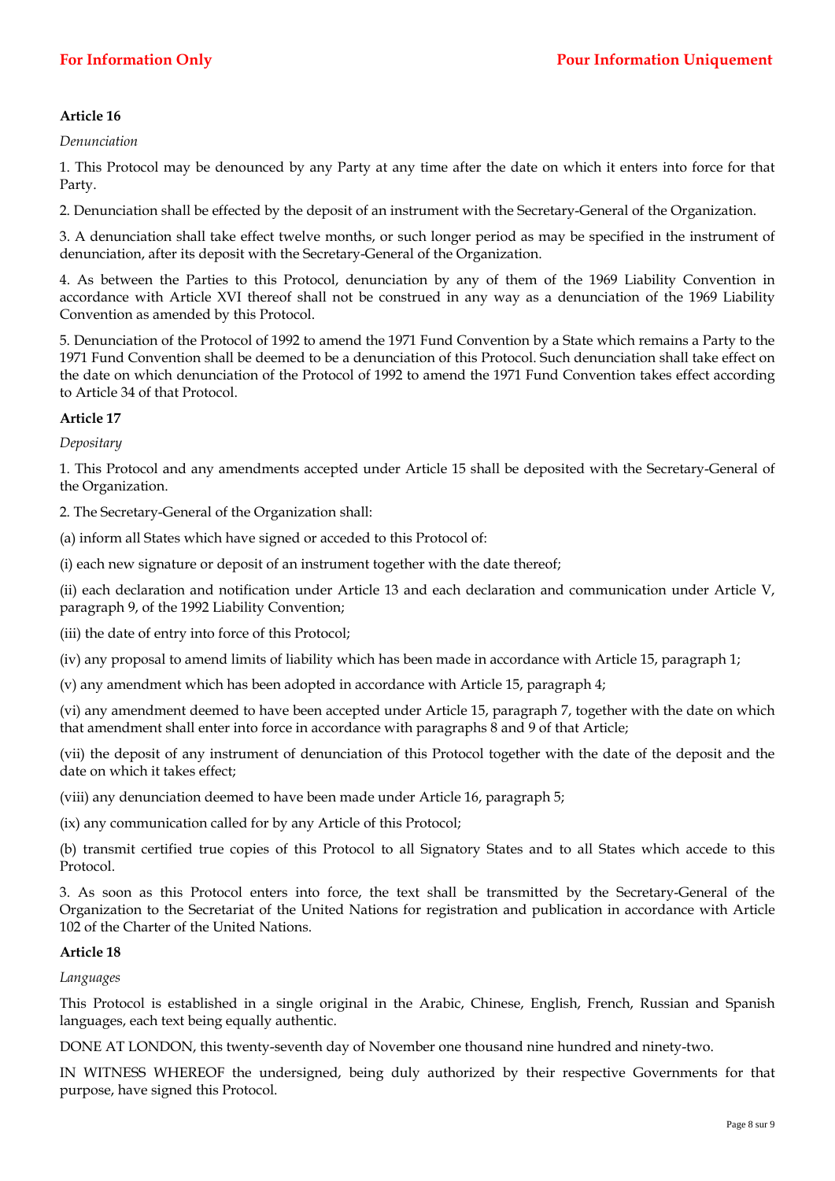**Article 16**

*Denunciation*

1. This Protocol may be denounced by any Party at any time after the date on which it enters into force for that Party.

2. Denunciation shall be effected by the deposit of an instrument with the Secretary-General of the Organization.

3. A denunciation shall take effect twelve months, or such longer period as may be specified in the instrument of denunciation, after its deposit with the Secretary-General of the Organization.

4. As between the Parties to this Protocol, denunciation by any of them of the 1969 Liability Convention in accordance with Article XVI thereof shall not be construed in any way as a denunciation of the 1969 Liability Convention as amended by this Protocol.

5. Denunciation of the Protocol of 1992 to amend the 1971 Fund Convention by a State which remains a Party to the 1971 Fund Convention shall be deemed to be a denunciation of this Protocol. Such denunciation shall take effect on the date on which denunciation of the Protocol of 1992 to amend the 1971 Fund Convention takes effect according to Article 34 of that Protocol.

**Article 17**

*Depositary*

1. This Protocol and any amendments accepted under Article 15 shall be deposited with the Secretary-General of the Organization.

2. The Secretary-General of the Organization shall:

(a) inform all States which have signed or acceded to this Protocol of:

(i) each new signature or deposit of an instrument together with the date thereof;

(ii) each declaration and notification under Article 13 and each declaration and communication under Article V, paragraph 9, of the 1992 Liability Convention;

(iii) the date of entry into force of this Protocol;

(iv) any proposal to amend limits of liability which has been made in accordance with Article 15, paragraph 1;

(v) any amendment which has been adopted in accordance with Article 15, paragraph 4;

(vi) any amendment deemed to have been accepted under Article 15, paragraph 7, together with the date on which that amendment shall enter into force in accordance with paragraphs 8 and 9 of that Article;

(vii) the deposit of any instrument of denunciation of this Protocol together with the date of the deposit and the date on which it takes effect;

(viii) any denunciation deemed to have been made under Article 16, paragraph 5;

(ix) any communication called for by any Article of this Protocol;

(b) transmit certified true copies of this Protocol to all Signatory States and to all States which accede to this Protocol.

3. As soon as this Protocol enters into force, the text shall be transmitted by the Secretary-General of the Organization to the Secretariat of the United Nations for registration and publication in accordance with Article 102 of the Charter of the United Nations.

**Article 18**

*Languages*

This Protocol is established in a single original in the Arabic, Chinese, English, French, Russian and Spanish languages, each text being equally authentic.

DONE AT LONDON, this twenty-seventh day of November one thousand nine hundred and ninety-two.

IN WITNESS WHEREOF the undersigned, being duly authorized by their respective Governments for that purpose, have signed this Protocol.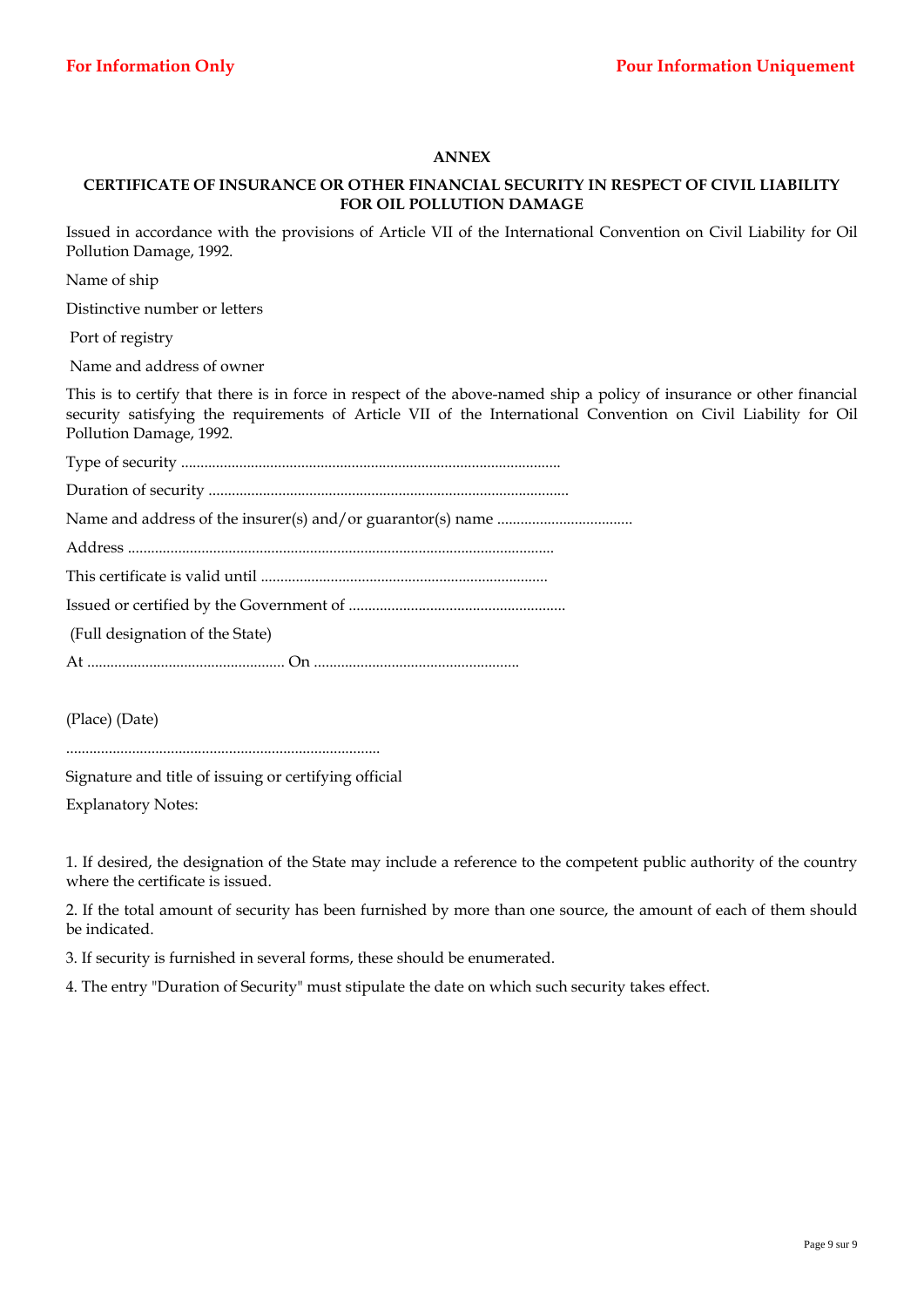## ANNEX

### CERTIFICATE OF INSURANCE OR OTHER FINANCIAL SECURITY IN RESPECT OF CIVIL LIABILITY FOR OIL POLLUTION DAMAGE

Issued in accordance with the provisions of Article VII of the International Convention on Civil Liability for Oil Pollution Damage, 1992.

Name of ship

Distinctive number or letters

Port of registry

Name and address of owner

This is to certify that there is in force in respect of the above-named ship a policy of insurance or other financial security satisfying the requirements of Article VII of the International Convention on Civil Liability for Oil Pollution Damage, 1992.

Type of security ................................................................................................

Duration of security ...........................................................................................

Name and address of the insurer(s) and/or guarantor(s) name ..................................

Address ............................................................................................................

This certificate is valid until .........................................................................

Issued or certified by the Government of .......................................................

(Full designation of the State)

At .................................................. On ....................................................

(Place) (Date)

................................................................................

Signature and title of issuing or certifying official

Explanatory Notes:

1. If desired, the designation of the State may include a reference to the competent public authority of the country where the certificate is issued.

2. If the total amount of security has been furnished by more than one source, the amount of each of them should be indicated.

3. If security is furnished in several forms, these should be enumerated.

4. The entry "Duration of Security" must stipulate the date on which such security takes effect.